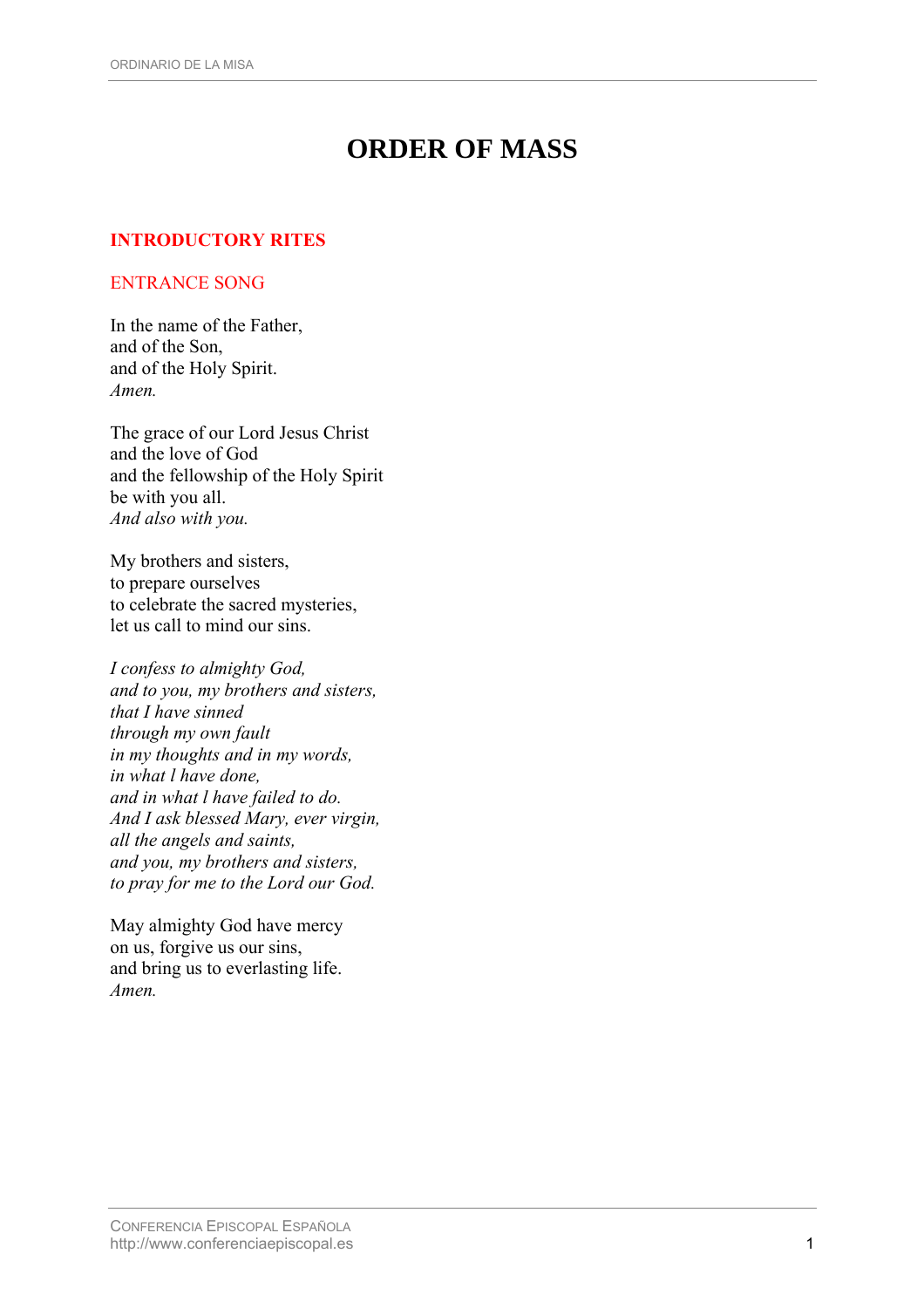# ORDER OF MASS

## INTRODUCTORY RITES

### ENTRANCE SONG

In the name of the Father,
and of the Son,
and of the Holy Spirit.
*Amen.*

The grace of our Lord Jesus Christ
and the love of God
and the fellowship of the Holy Spirit
be with you all.
*And also with you.*

My brothers and sisters,
to prepare ourselves
to celebrate the sacred mysteries,
let us call to mind our sins.

*I confess to almighty God,*
*and to you, my brothers and sisters,*
*that I have sinned*
*through my own fault*
*in my thoughts and in my words,*
*in what I have done,*
*and in what I have failed to do.*
*And I ask blessed Mary, ever virgin,*
*all the angels and saints,*
*and you, my brothers and sisters,*
*to pray for me to the Lord our God.*

May almighty God have mercy
on us, forgive us our sins,
and bring us to everlasting life.
*Amen.*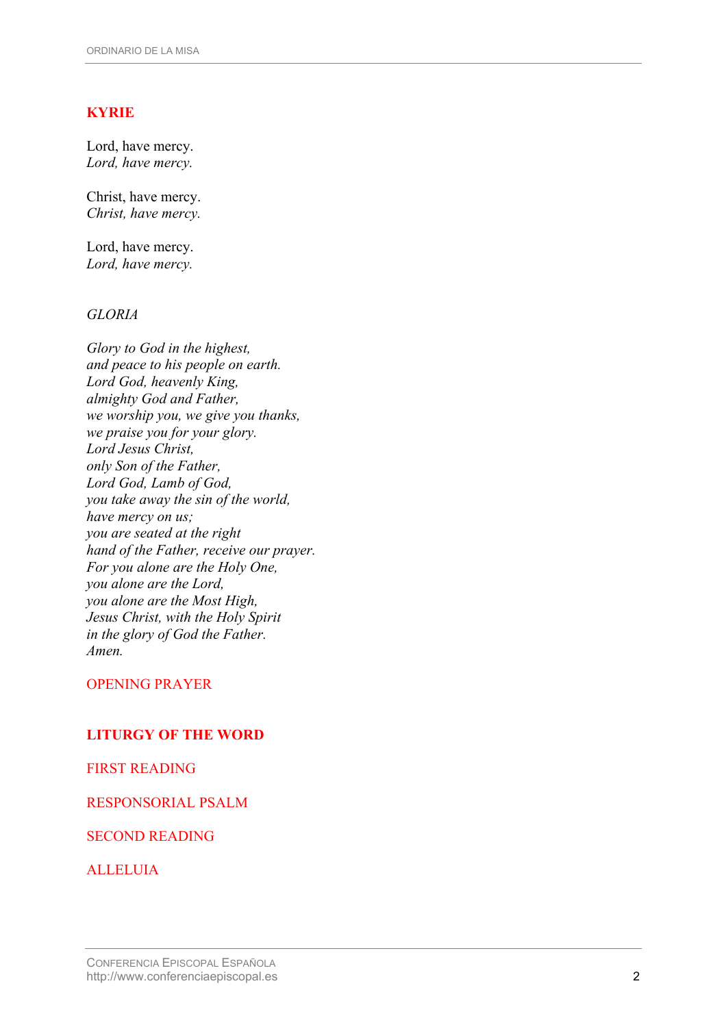## KYRIE

Lord, have mercy.
*Lord, have mercy.*

Christ, have mercy.
*Christ, have mercy.*

Lord, have mercy.
*Lord, have mercy.*

*GLORIA*

*Glory to God in the highest,*
*and peace to his people on earth.*
*Lord God, heavenly King,*
*almighty God and Father,*
*we worship you, we give you thanks,*
*we praise you for your glory.*
*Lord Jesus Christ,*
*only Son of the Father,*
*Lord God, Lamb of God,*
*you take away the sin of the world,*
*have mercy on us;*
*you are seated at the right*
*hand of the Father, receive our prayer.*
*For you alone are the Holy One,*
*you alone are the Lord,*
*you alone are the Most High,*
*Jesus Christ, with the Holy Spirit*
*in the glory of God the Father.*
*Amen.*

OPENING PRAYER

## LITURGY OF THE WORD

FIRST READING

RESPONSORIAL PSALM

SECOND READING

ALLELUIA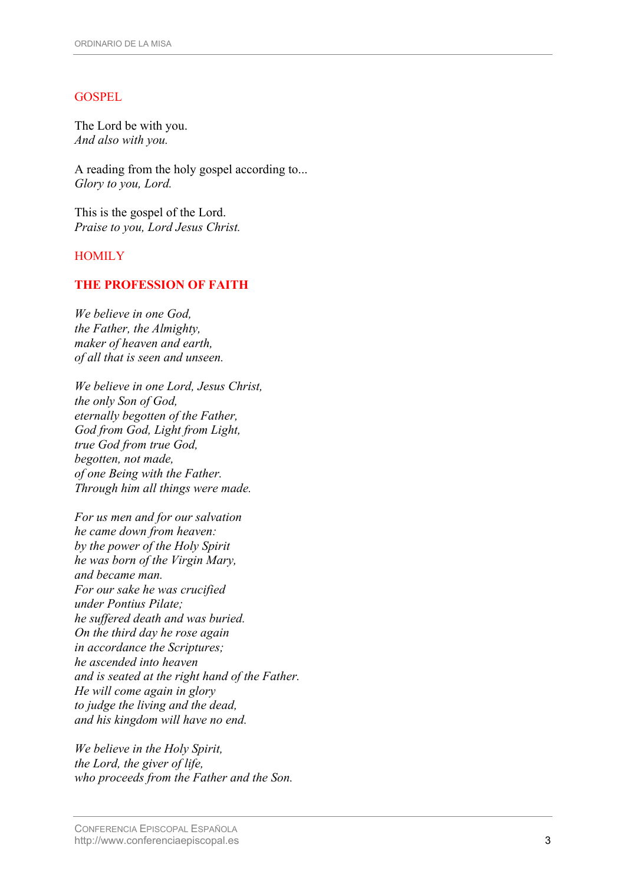## GOSPEL

The Lord be with you.  
*And also with you.*

A reading from the holy gospel according to...  
*Glory to you, Lord.*

This is the gospel of the Lord.  
*Praise to you, Lord Jesus Christ.*

## HOMILY

## **THE PROFESSION OF FAITH**

*We believe in one God,*  
*the Father, the Almighty,*  
*maker of heaven and earth,*  
*of all that is seen and unseen.*

*We believe in one Lord, Jesus Christ,*  
*the only Son of God,*  
*eternally begotten of the Father,*  
*God from God, Light from Light,*  
*true God from true God,*  
*begotten, not made,*  
*of one Being with the Father.*  
*Through him all things were made.*

*For us men and for our salvation*  
*he came down from heaven:*  
*by the power of the Holy Spirit*  
*he was born of the Virgin Mary,*  
*and became man.*  
*For our sake he was crucified*  
*under Pontius Pilate;*  
*he suffered death and was buried.*  
*On the third day he rose again*  
*in accordance the Scriptures;*  
*he ascended into heaven*  
*and is seated at the right hand of the Father.*  
*He will come again in glory*  
*to judge the living and the dead,*  
*and his kingdom will have no end.*

*We believe in the Holy Spirit,*  
*the Lord, the giver of life,*  
*who proceeds from the Father and the Son.*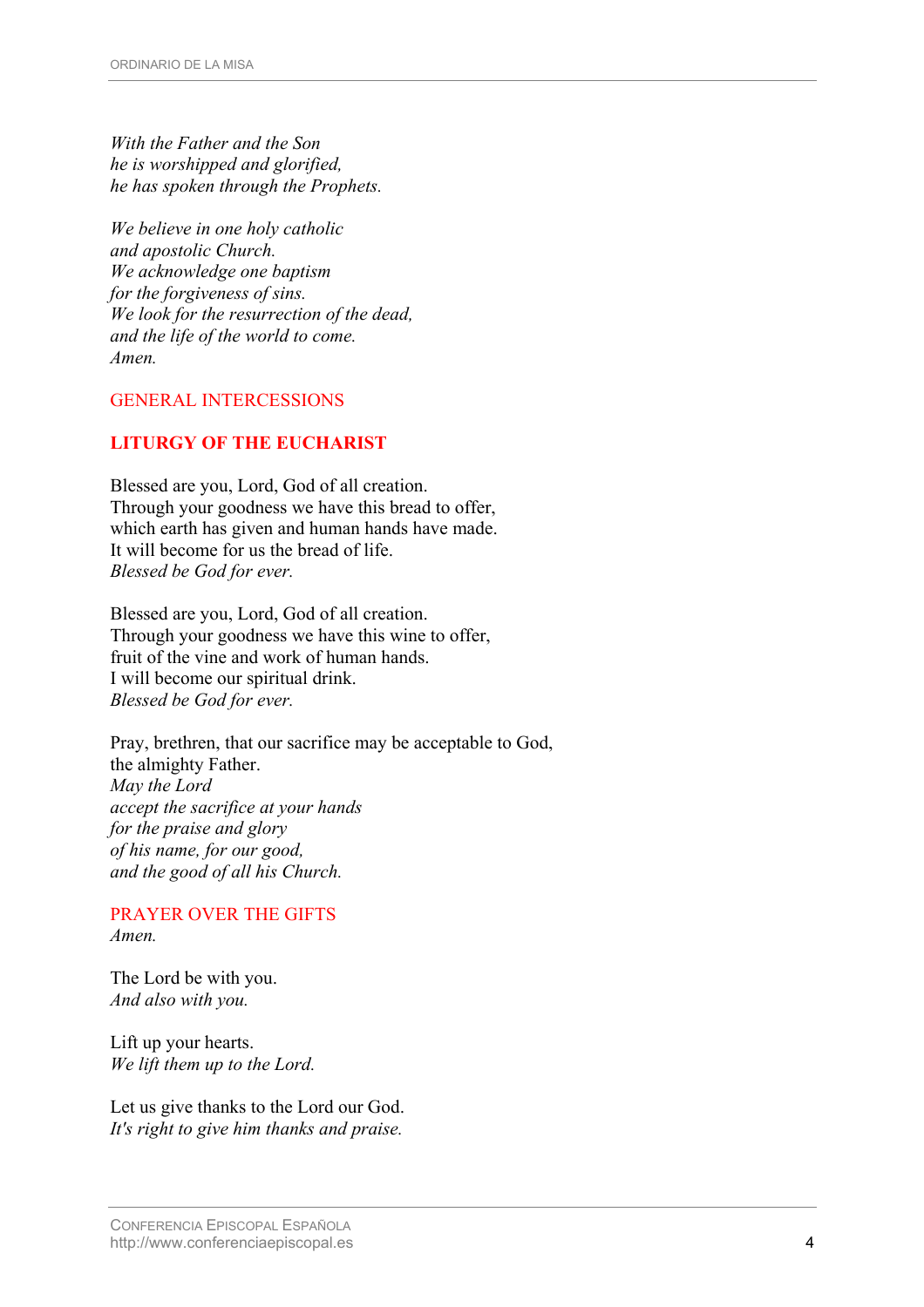*With the Father and the Son*
*he is worshipped and glorified,*
*he has spoken through the Prophets.*

*We believe in one holy catholic*
*and apostolic Church.*
*We acknowledge one baptism*
*for the forgiveness of sins.*
*We look for the resurrection of the dead,*
*and the life of the world to come.*
*Amen.*

GENERAL INTERCESSIONS

## LITURGY OF THE EUCHARIST

Blessed are you, Lord, God of all creation.
Through your goodness we have this bread to offer,
which earth has given and human hands have made.
It will become for us the bread of life.
*Blessed be God for ever.*

Blessed are you, Lord, God of all creation.
Through your goodness we have this wine to offer,
fruit of the vine and work of human hands.
I will become our spiritual drink.
*Blessed be God for ever.*

Pray, brethren, that our sacrifice may be acceptable to God,
the almighty Father.
*May the Lord*
*accept the sacrifice at your hands*
*for the praise and glory*
*of his name, for our good,*
*and the good of all his Church.*

PRAYER OVER THE GIFTS
*Amen.*

The Lord be with you.
*And also with you.*

Lift up your hearts.
*We lift them up to the Lord.*

Let us give thanks to the Lord our God.
*It's right to give him thanks and praise.*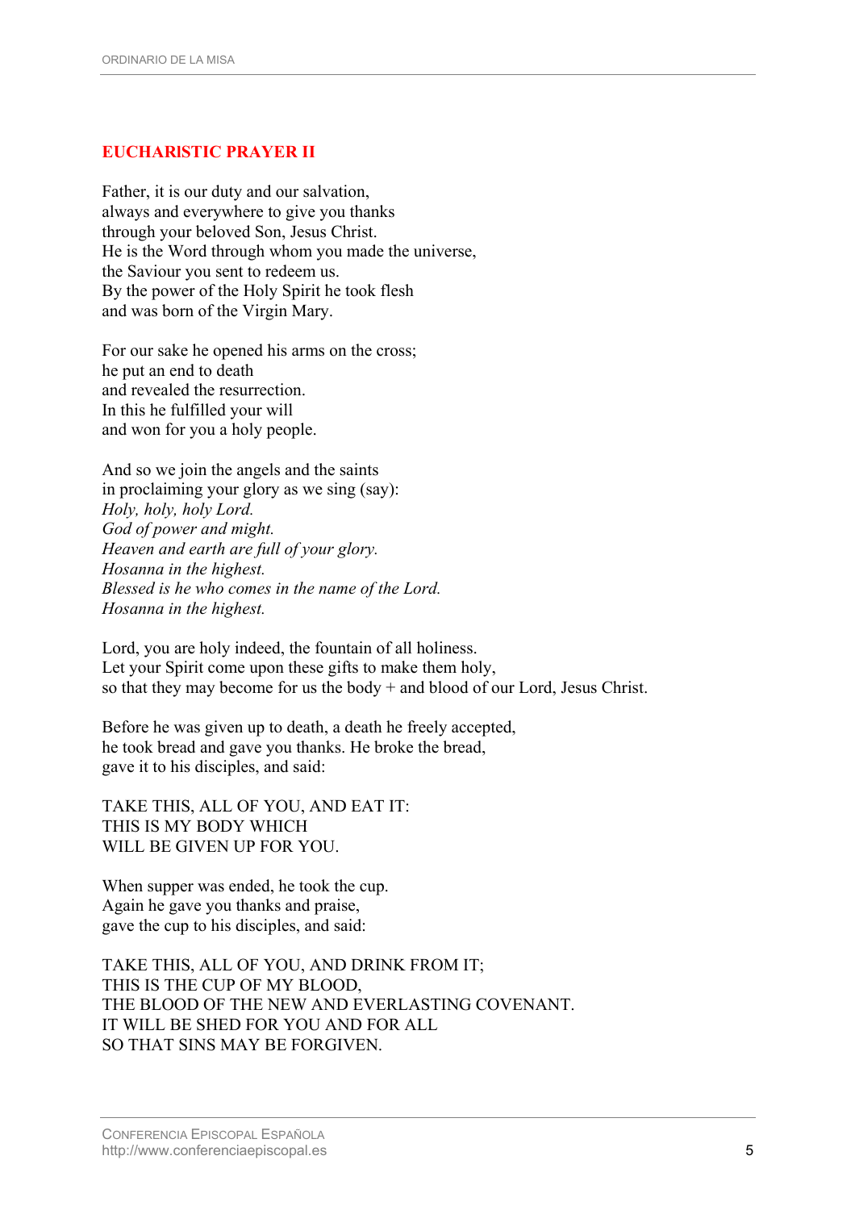## EUCHARISTIC PRAYER II

Father, it is our duty and our salvation,
always and everywhere to give you thanks
through your beloved Son, Jesus Christ.
He is the Word through whom you made the universe,
the Saviour you sent to redeem us.
By the power of the Holy Spirit he took flesh
and was born of the Virgin Mary.

For our sake he opened his arms on the cross;
he put an end to death
and revealed the resurrection.
In this he fulfilled your will
and won for you a holy people.

And so we join the angels and the saints
in proclaiming your glory as we sing (say):
*Holy, holy, holy Lord.*
*God of power and might.*
*Heaven and earth are full of your glory.*
*Hosanna in the highest.*
*Blessed is he who comes in the name of the Lord.*
*Hosanna in the highest.*

Lord, you are holy indeed, the fountain of all holiness.
Let your Spirit come upon these gifts to make them holy,
so that they may become for us the body + and blood of our Lord, Jesus Christ.

Before he was given up to death, a death he freely accepted,
he took bread and gave you thanks. He broke the bread,
gave it to his disciples, and said:

TAKE THIS, ALL OF YOU, AND EAT IT:
THIS IS MY BODY WHICH
WILL BE GIVEN UP FOR YOU.

When supper was ended, he took the cup.
Again he gave you thanks and praise,
gave the cup to his disciples, and said:

TAKE THIS, ALL OF YOU, AND DRINK FROM IT;
THIS IS THE CUP OF MY BLOOD,
THE BLOOD OF THE NEW AND EVERLASTING COVENANT.
IT WILL BE SHED FOR YOU AND FOR ALL
SO THAT SINS MAY BE FORGIVEN.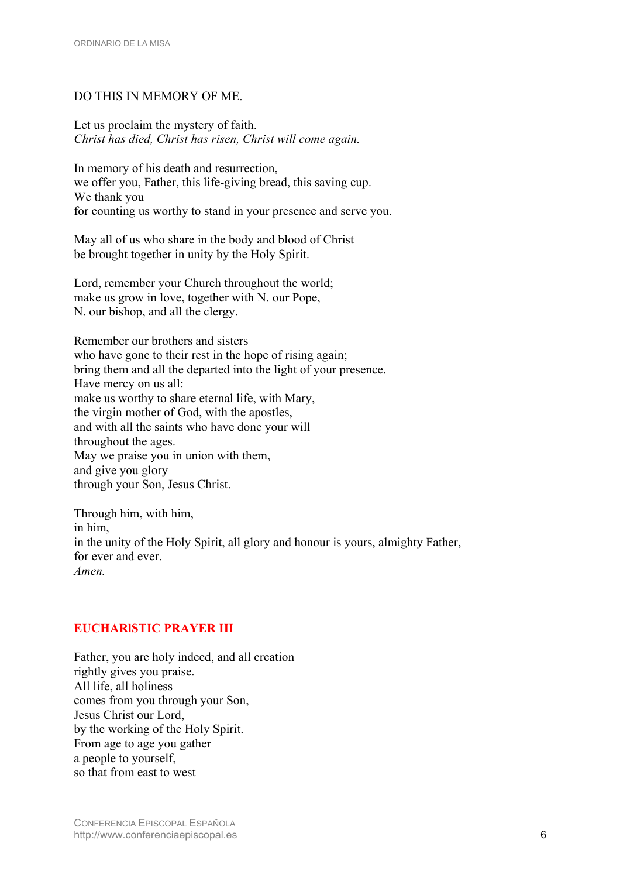DO THIS IN MEMORY OF ME.

Let us proclaim the mystery of faith.
*Christ has died, Christ has risen, Christ will come again.*

In memory of his death and resurrection,
we offer you, Father, this life-giving bread, this saving cup.
We thank you
for counting us worthy to stand in your presence and serve you.

May all of us who share in the body and blood of Christ
be brought together in unity by the Holy Spirit.

Lord, remember your Church throughout the world;
make us grow in love, together with N. our Pope,
N. our bishop, and all the clergy.

Remember our brothers and sisters
who have gone to their rest in the hope of rising again;
bring them and all the departed into the light of your presence.
Have mercy on us all:
make us worthy to share eternal life, with Mary,
the virgin mother of God, with the apostles,
and with all the saints who have done your will
throughout the ages.
May we praise you in union with them,
and give you glory
through your Son, Jesus Christ.

Through him, with him,
in him,
in the unity of the Holy Spirit, all glory and honour is yours, almighty Father,
for ever and ever.
*Amen.*

## EUCHARISTIC PRAYER III

Father, you are holy indeed, and all creation
rightly gives you praise.
All life, all holiness
comes from you through your Son,
Jesus Christ our Lord,
by the working of the Holy Spirit.
From age to age you gather
a people to yourself,
so that from east to west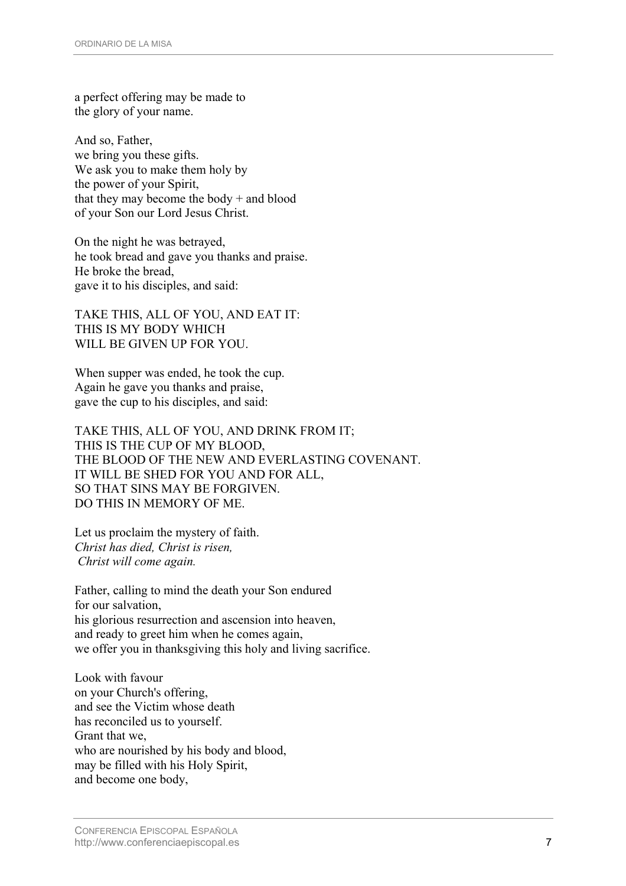a perfect offering may be made to
the glory of your name.

And so, Father,
we bring you these gifts.
We ask you to make them holy by
the power of your Spirit,
that they may become the body + and blood
of your Son our Lord Jesus Christ.

On the night he was betrayed,
he took bread and gave you thanks and praise.
He broke the bread,
gave it to his disciples, and said:

TAKE THIS, ALL OF YOU, AND EAT IT:
THIS IS MY BODY WHICH
WILL BE GIVEN UP FOR YOU.

When supper was ended, he took the cup.
Again he gave you thanks and praise,
gave the cup to his disciples, and said:

TAKE THIS, ALL OF YOU, AND DRINK FROM IT;
THIS IS THE CUP OF MY BLOOD,
THE BLOOD OF THE NEW AND EVERLASTING COVENANT.
IT WILL BE SHED FOR YOU AND FOR ALL,
SO THAT SINS MAY BE FORGIVEN.
DO THIS IN MEMORY OF ME.

Let us proclaim the mystery of faith.
*Christ has died, Christ is risen,*
*Christ will come again.*

Father, calling to mind the death your Son endured
for our salvation,
his glorious resurrection and ascension into heaven,
and ready to greet him when he comes again,
we offer you in thanksgiving this holy and living sacrifice.

Look with favour
on your Church's offering,
and see the Victim whose death
has reconciled us to yourself.
Grant that we,
who are nourished by his body and blood,
may be filled with his Holy Spirit,
and become one body,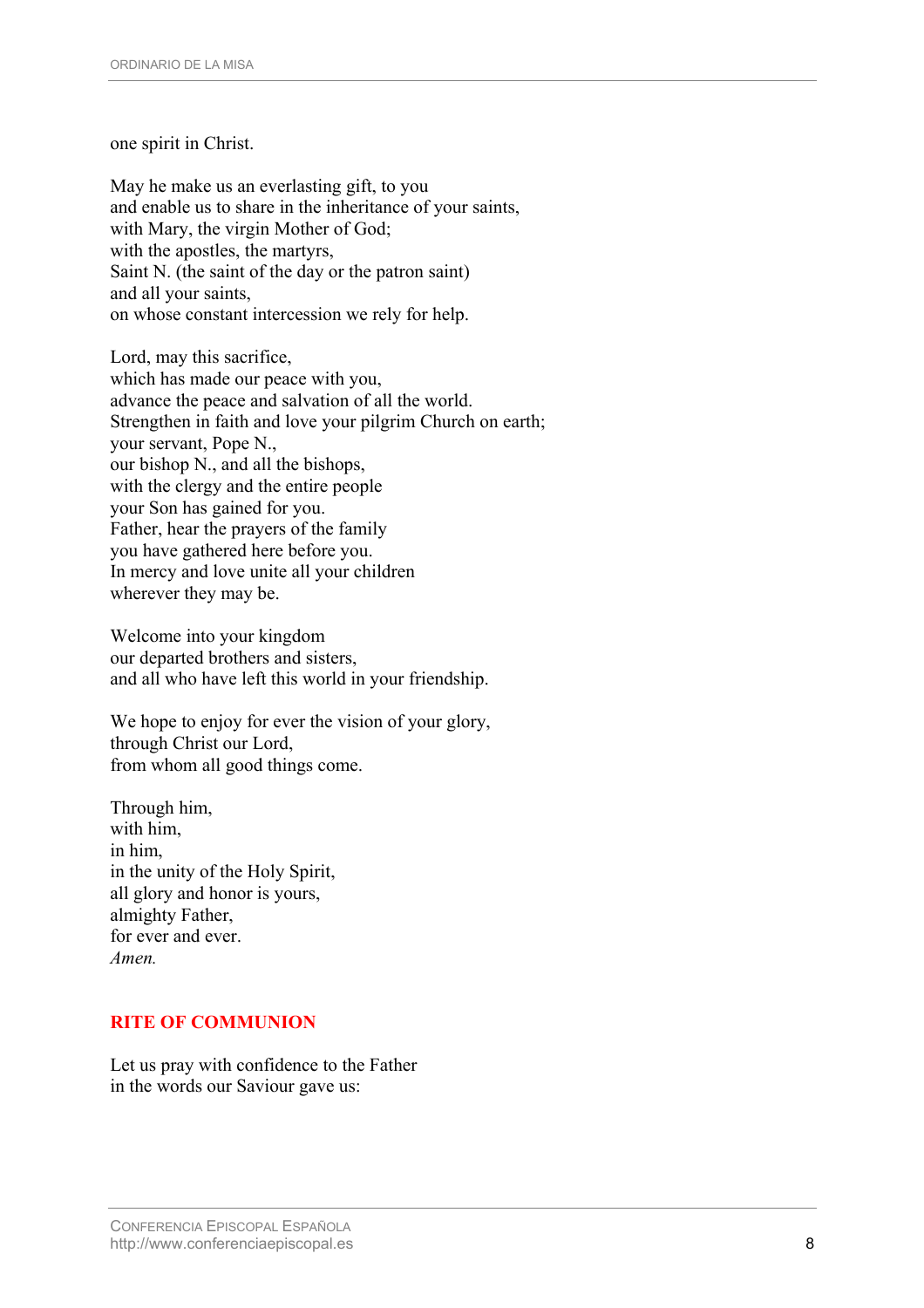one spirit in Christ.

May he make us an everlasting gift, to you  
and enable us to share in the inheritance of your saints,  
with Mary, the virgin Mother of God;  
with the apostles, the martyrs,  
Saint N. (the saint of the day or the patron saint)  
and all your saints,  
on whose constant intercession we rely for help.

Lord, may this sacrifice,  
which has made our peace with you,  
advance the peace and salvation of all the world.  
Strengthen in faith and love your pilgrim Church on earth;  
your servant, Pope N.,  
our bishop N., and all the bishops,  
with the clergy and the entire people  
your Son has gained for you.  
Father, hear the prayers of the family  
you have gathered here before you.  
In mercy and love unite all your children  
wherever they may be.

Welcome into your kingdom  
our departed brothers and sisters,  
and all who have left this world in your friendship.

We hope to enjoy for ever the vision of your glory,  
through Christ our Lord,  
from whom all good things come.

Through him,  
with him,  
in him,  
in the unity of the Holy Spirit,  
all glory and honor is yours,  
almighty Father,  
for ever and ever.  
*Amen.*

## RITE OF COMMUNION

Let us pray with confidence to the Father  
in the words our Saviour gave us: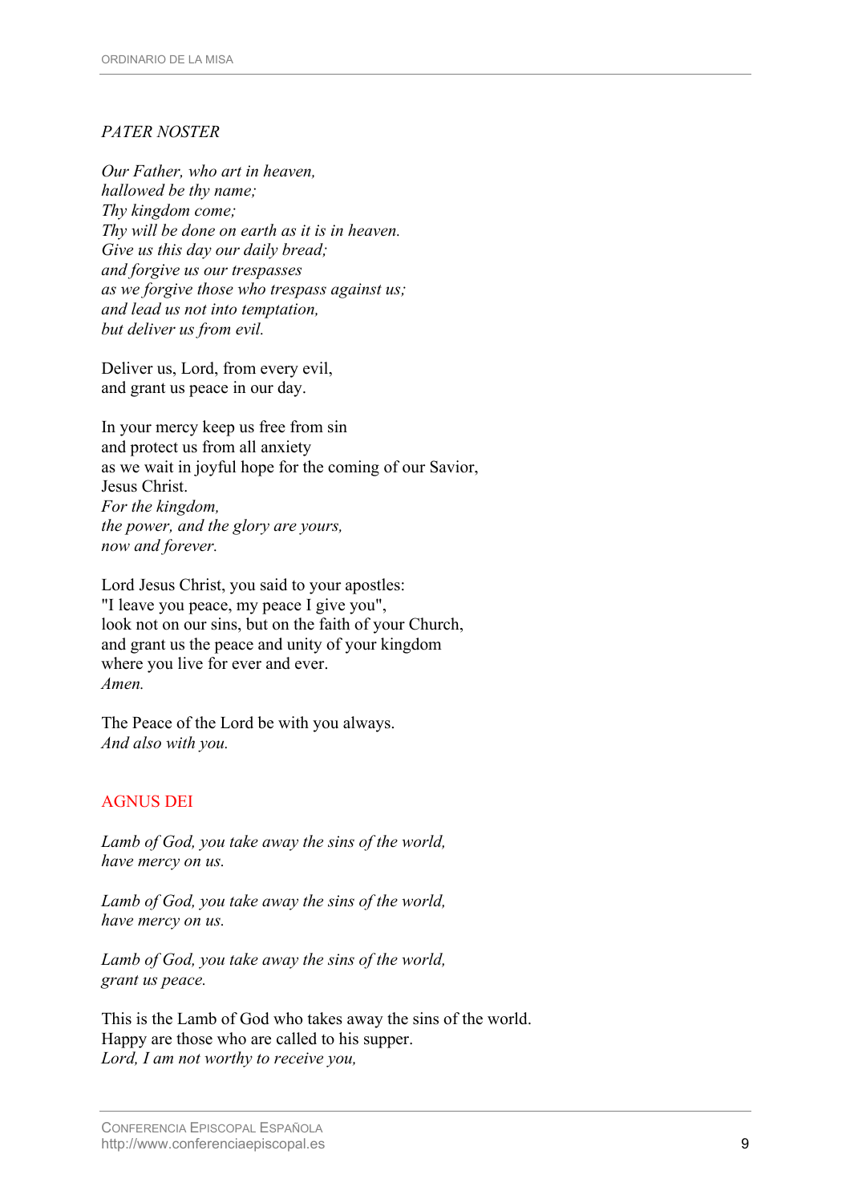*PATER NOSTER*

*Our Father, who art in heaven,*
*hallowed be thy name;*
*Thy kingdom come;*
*Thy will be done on earth as it is in heaven.*
*Give us this day our daily bread;*
*and forgive us our trespasses*
*as we forgive those who trespass against us;*
*and lead us not into temptation,*
*but deliver us from evil.*

Deliver us, Lord, from every evil,
and grant us peace in our day.

In your mercy keep us free from sin
and protect us from all anxiety
as we wait in joyful hope for the coming of our Savior,
Jesus Christ.
*For the kingdom,*
*the power, and the glory are yours,*
*now and forever.*

Lord Jesus Christ, you said to your apostles:
"I leave you peace, my peace I give you",
look not on our sins, but on the faith of your Church,
and grant us the peace and unity of your kingdom
where you live for ever and ever.
*Amen.*

The Peace of the Lord be with you always.
*And also with you.*

## AGNUS DEI

*Lamb of God, you take away the sins of the world,*
*have mercy on us.*

*Lamb of God, you take away the sins of the world,*
*have mercy on us.*

*Lamb of God, you take away the sins of the world,*
*grant us peace.*

This is the Lamb of God who takes away the sins of the world.
Happy are those who are called to his supper.
*Lord, I am not worthy to receive you,*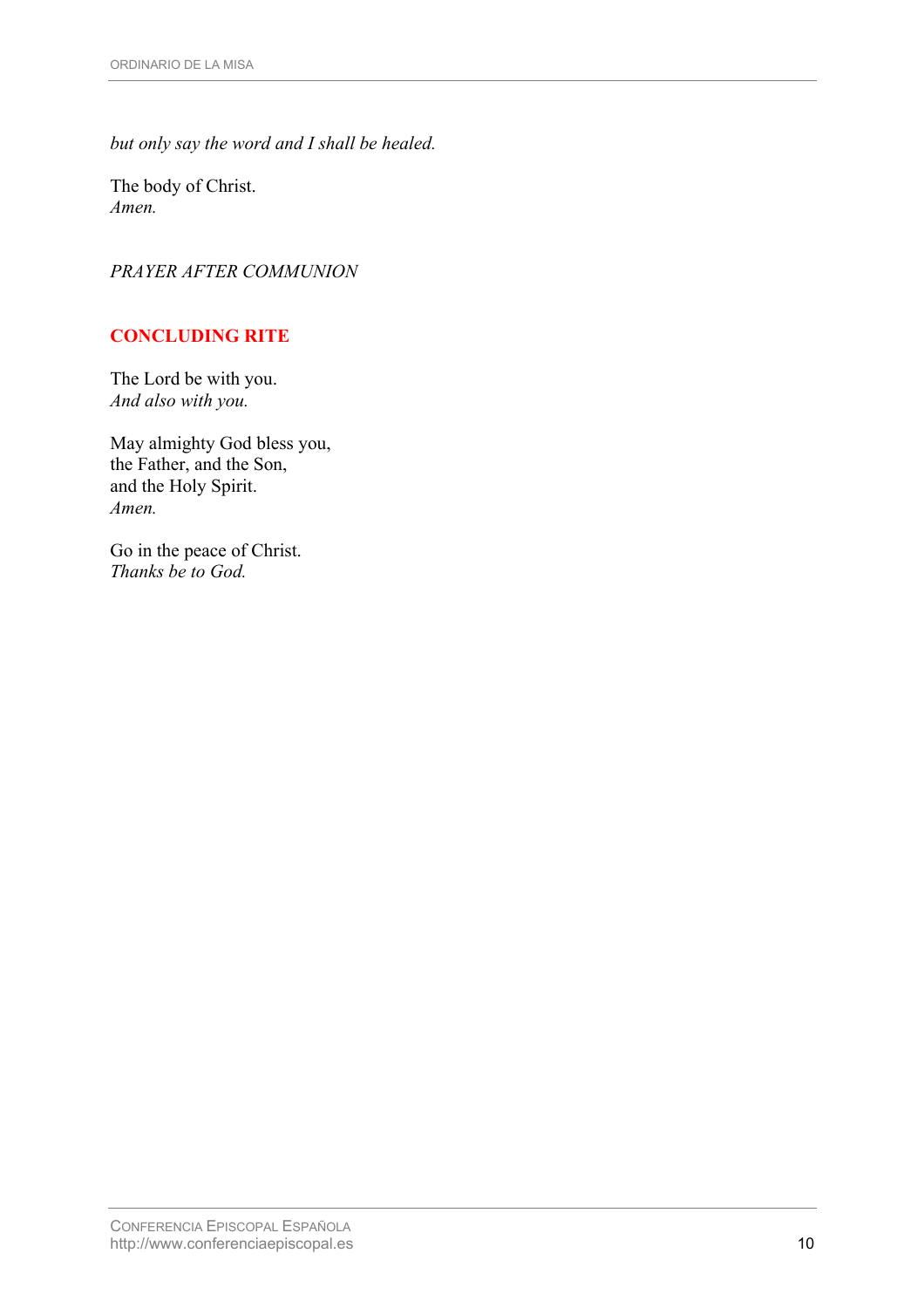*but only say the word and I shall be healed.*

The body of Christ.
*Amen.*

*PRAYER AFTER COMMUNION*

## CONCLUDING RITE

The Lord be with you.
*And also with you.*

May almighty God bless you,
the Father, and the Son,
and the Holy Spirit.
*Amen.*

Go in the peace of Christ.
*Thanks be to God.*